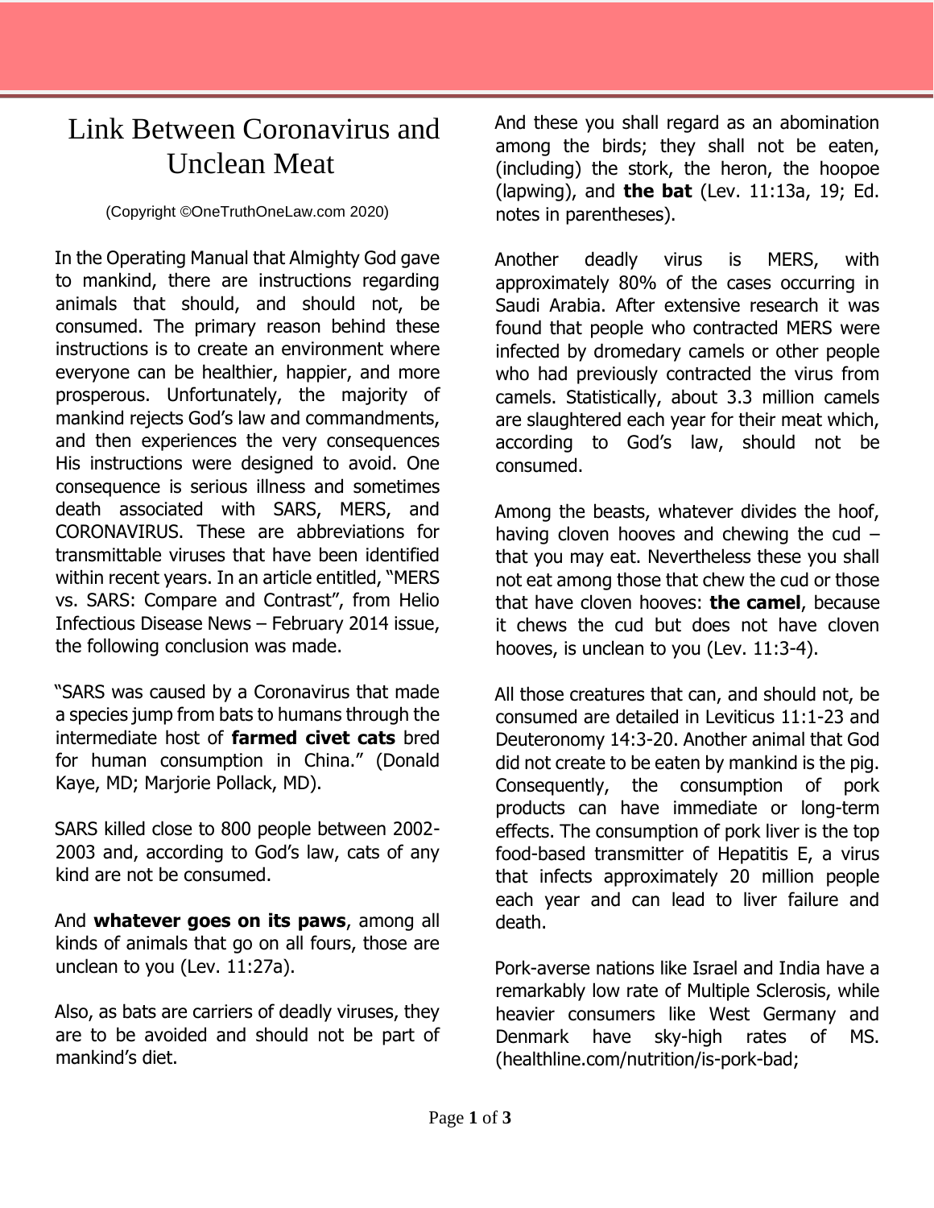# Link Between Coronavirus and Unclean Meat

(Copyright ©OneTruthOneLaw.com 2020)

In the Operating Manual that Almighty God gave to mankind, there are instructions regarding animals that should, and should not, be consumed. The primary reason behind these instructions is to create an environment where everyone can be healthier, happier, and more prosperous. Unfortunately, the majority of mankind rejects God's law and commandments, and then experiences the very consequences His instructions were designed to avoid. One consequence is serious illness and sometimes death associated with SARS, MERS, and CORONAVIRUS. These are abbreviations for transmittable viruses that have been identified within recent years. In an article entitled, "MERS vs. SARS: Compare and Contrast", from Helio Infectious Disease News – February 2014 issue, the following conclusion was made.

"SARS was caused by a Coronavirus that made a species jump from bats to humans through the intermediate host of **farmed civet cats** bred for human consumption in China." (Donald Kaye, MD; Marjorie Pollack, MD).

SARS killed close to 800 people between 2002-2003 and, according to God's law, cats of any kind are not be consumed.

And **whatever goes on its paws**, among all kinds of animals that go on all fours, those are unclean to you (Lev. 11:27a).

Also, as bats are carriers of deadly viruses, they are to be avoided and should not be part of mankind's diet.

And these you shall regard as an abomination among the birds; they shall not be eaten, (including) the stork, the heron, the hoopoe (lapwing), and **the bat** (Lev. 11:13a, 19; Ed. notes in parentheses).

Another deadly virus is MERS, with approximately 80% of the cases occurring in Saudi Arabia. After extensive research it was found that people who contracted MERS were infected by dromedary camels or other people who had previously contracted the virus from camels. Statistically, about 3.3 million camels are slaughtered each year for their meat which, according to God's law, should not be consumed.

Among the beasts, whatever divides the hoof, having cloven hooves and chewing the cud – that you may eat. Nevertheless these you shall not eat among those that chew the cud or those that have cloven hooves: **the camel**, because it chews the cud but does not have cloven hooves, is unclean to you (Lev. 11:3-4).

All those creatures that can, and should not, be consumed are detailed in Leviticus 11:1-23 and Deuteronomy 14:3-20. Another animal that God did not create to be eaten by mankind is the pig. Consequently, the consumption of pork products can have immediate or long-term effects. The consumption of pork liver is the top food-based transmitter of Hepatitis E, a virus that infects approximately 20 million people each year and can lead to liver failure and death.

Pork-averse nations like Israel and India have a remarkably low rate of Multiple Sclerosis, while heavier consumers like West Germany and Denmark have sky-high rates of MS. (healthline.com/nutrition/is-pork-bad;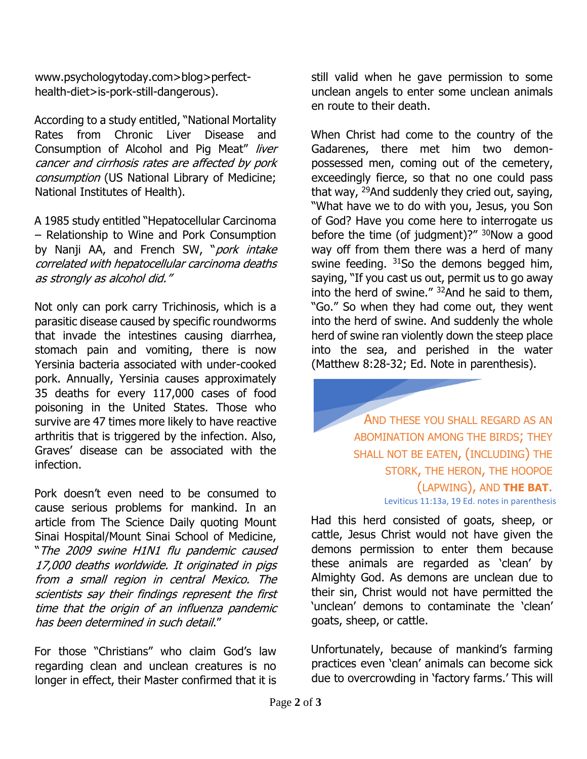www.psychologytoday.com>blog>perfect-health-diet>is-pork-still-dangerous).

According to a study entitled, "National Mortality Rates from Chronic Liver Disease and Consumption of Alcohol and Pig Meat" *liver cancer and cirrhosis rates are affected by pork consumption* (US National Library of Medicine; National Institutes of Health).

A 1985 study entitled "Hepatocellular Carcinoma – Relationship to Wine and Pork Consumption by Nanji AA, and French SW, "*pork intake correlated with hepatocellular carcinoma deaths as strongly as alcohol did."*

Not only can pork carry Trichinosis, which is a parasitic disease caused by specific roundworms that invade the intestines causing diarrhea, stomach pain and vomiting, there is now Yersinia bacteria associated with under-cooked pork. Annually, Yersinia causes approximately 35 deaths for every 117,000 cases of food poisoning in the United States. Those who survive are 47 times more likely to have reactive arthritis that is triggered by the infection. Also, Graves' disease can be associated with the infection.

Pork doesn't even need to be consumed to cause serious problems for mankind. In an article from The Science Daily quoting Mount Sinai Hospital/Mount Sinai School of Medicine, "*The 2009 swine H1N1 flu pandemic caused 17,000 deaths worldwide. It originated in pigs from a small region in central Mexico. The scientists say their findings represent the first time that the origin of an influenza pandemic has been determined in such detail*."

For those "Christians" who claim God's law regarding clean and unclean creatures is no longer in effect, their Master confirmed that it is still valid when he gave permission to some unclean angels to enter some unclean animals en route to their death.

When Christ had come to the country of the Gadarenes, there met him two demon-possessed men, coming out of the cemetery, exceedingly fierce, so that no one could pass that way, [29]And suddenly they cried out, saying, "What have we to do with you, Jesus, you Son of God? Have you come here to interrogate us before the time (of judgment)?" [30]Now a good way off from them there was a herd of many swine feeding. [31]So the demons begged him, saying, "If you cast us out, permit us to go away into the herd of swine." [32]And he said to them, "Go." So when they had come out, they went into the herd of swine. And suddenly the whole herd of swine ran violently down the steep place into the sea, and perished in the water (Matthew 8:28-32; Ed. Note in parenthesis).

> AND THESE YOU SHALL REGARD AS AN ABOMINATION AMONG THE BIRDS; THEY SHALL NOT BE EATEN, (INCLUDING) THE STORK, THE HERON, THE HOOPOE (LAPWING), AND **THE BAT.**
>
> Leviticus 11:13a, 19 Ed. notes in parenthesis

Had this herd consisted of goats, sheep, or cattle, Jesus Christ would not have given the demons permission to enter them because these animals are regarded as 'clean' by Almighty God. As demons are unclean due to their sin, Christ would not have permitted the 'unclean' demons to contaminate the 'clean' goats, sheep, or cattle.

Unfortunately, because of mankind's farming practices even 'clean' animals can become sick due to overcrowding in 'factory farms.' This will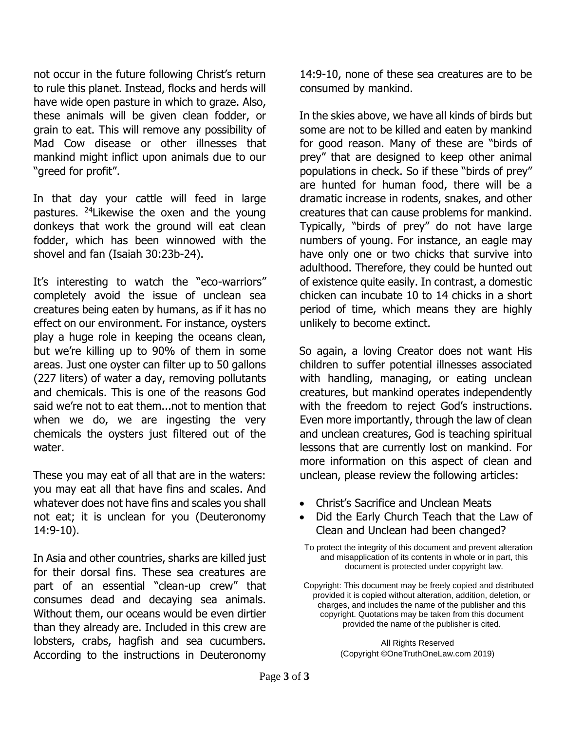not occur in the future following Christ's return to rule this planet. Instead, flocks and herds will have wide open pasture in which to graze. Also, these animals will be given clean fodder, or grain to eat. This will remove any possibility of Mad Cow disease or other illnesses that mankind might inflict upon animals due to our "greed for profit".

In that day your cattle will feed in large pastures. [24]Likewise the oxen and the young donkeys that work the ground will eat clean fodder, which has been winnowed with the shovel and fan (Isaiah 30:23b-24).

It's interesting to watch the "eco-warriors" completely avoid the issue of unclean sea creatures being eaten by humans, as if it has no effect on our environment. For instance, oysters play a huge role in keeping the oceans clean, but we're killing up to 90% of them in some areas. Just one oyster can filter up to 50 gallons (227 liters) of water a day, removing pollutants and chemicals. This is one of the reasons God said we're not to eat them...not to mention that when we do, we are ingesting the very chemicals the oysters just filtered out of the water.

These you may eat of all that are in the waters: you may eat all that have fins and scales. And whatever does not have fins and scales you shall not eat; it is unclean for you (Deuteronomy 14:9-10).

In Asia and other countries, sharks are killed just for their dorsal fins. These sea creatures are part of an essential "clean-up crew" that consumes dead and decaying sea animals. Without them, our oceans would be even dirtier than they already are. Included in this crew are lobsters, crabs, hagfish and sea cucumbers. According to the instructions in Deuteronomy 14:9-10, none of these sea creatures are to be consumed by mankind.

In the skies above, we have all kinds of birds but some are not to be killed and eaten by mankind for good reason. Many of these are "birds of prey" that are designed to keep other animal populations in check. So if these "birds of prey" are hunted for human food, there will be a dramatic increase in rodents, snakes, and other creatures that can cause problems for mankind. Typically, "birds of prey" do not have large numbers of young. For instance, an eagle may have only one or two chicks that survive into adulthood. Therefore, they could be hunted out of existence quite easily. In contrast, a domestic chicken can incubate 10 to 14 chicks in a short period of time, which means they are highly unlikely to become extinct.

So again, a loving Creator does not want His children to suffer potential illnesses associated with handling, managing, or eating unclean creatures, but mankind operates independently with the freedom to reject God's instructions. Even more importantly, through the law of clean and unclean creatures, God is teaching spiritual lessons that are currently lost on mankind. For more information on this aspect of clean and unclean, please review the following articles:

- Christ's Sacrifice and Unclean Meats
- Did the Early Church Teach that the Law of Clean and Unclean had been changed?

To protect the integrity of this document and prevent alteration and misapplication of its contents in whole or in part, this document is protected under copyright law.

Copyright: This document may be freely copied and distributed provided it is copied without alteration, addition, deletion, or charges, and includes the name of the publisher and this copyright. Quotations may be taken from this document provided the name of the publisher is cited.

All Rights Reserved
(Copyright ©OneTruthOneLaw.com 2019)